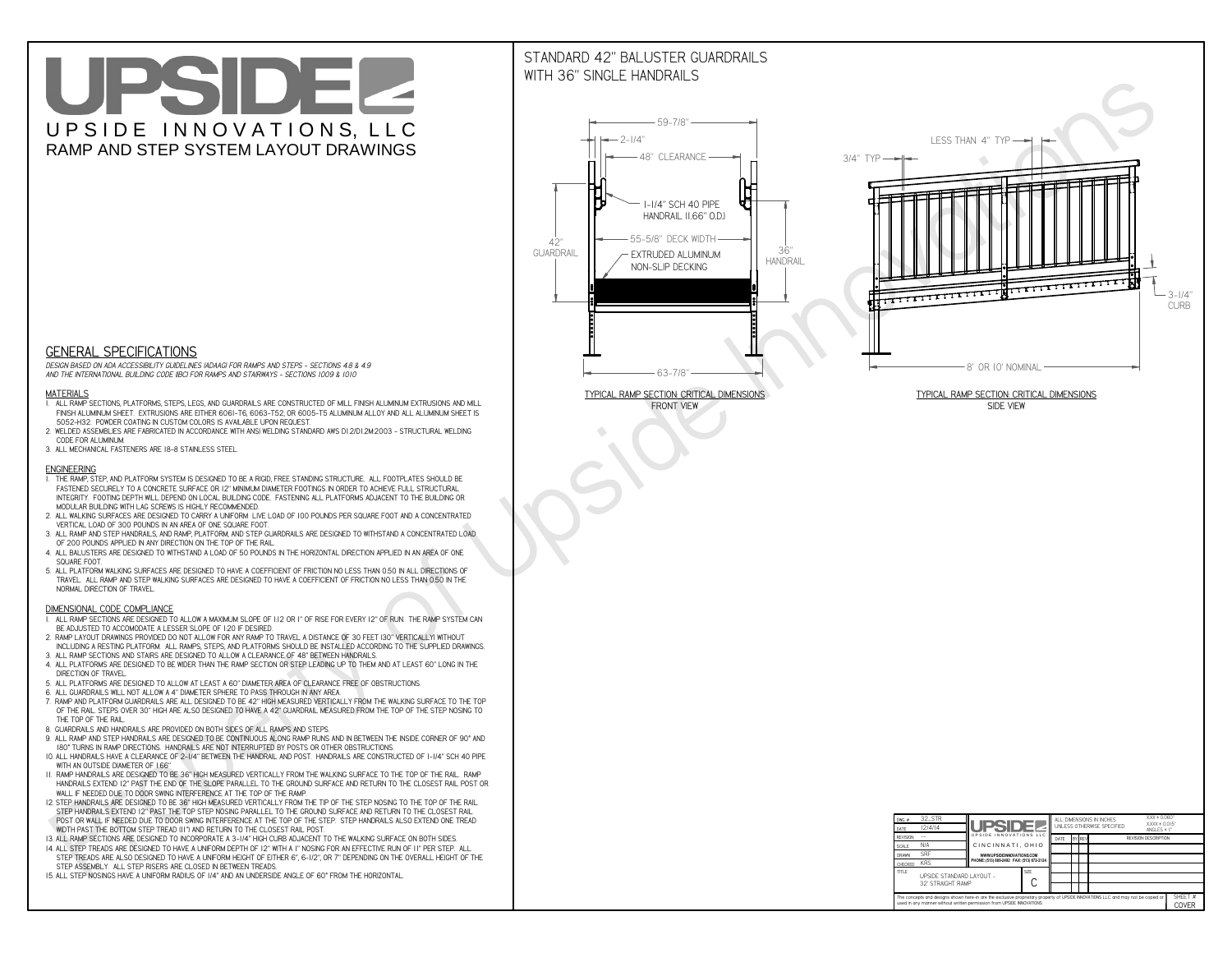# UPSIDE INNOVATIONS, LLC

## RAMP AND STEP SYSTEM LAYOUT DRAWINGS

## GENERAL SPECIFICATIONS

*DESIGN BASED ON ADA ACCESSIBILITY GUIDELINES (ADAAG) FOR RAMPS AND STEPS - SECTIONS 4.8 & 4.9 AND THE INTERNATIONAL BUILDING CODE (IBC) FOR RAMPS AND STAIRWAYS - SECTIONS 1009 & 1010*

### MATERIALS

1. ALL RAMP SECTIONS, PLATFORMS, STEPS, LEGS, AND GUARDRAILS ARE CONSTRUCTED OF MILL FINISH ALUMINUM EXTRUSIONS AND MILL FINISH ALUMINUM SHEET. EXTRUSIONS ARE EITHER 6061-T6, 6063-T52, OR 6005-T5 ALUMINUM ALLOY AND ALL ALUMINUM SHEET IS 5052-H32. POWDER COATING IN CUSTOM COLORS IS AVAILABLE UPON REQUEST.
2. WELDED ASSEMBLIES ARE FABRICATED IN ACCORDANCE WITH ANSI WELDING STANDARD AWS D1.2/D1.2M:2003 - STRUCTURAL WELDING CODE FOR ALUMINUM.
3. ALL MECHANICAL FASTENERS ARE 18-8 STAINLESS STEEL.

### ENGINEERING

1. THE RAMP, STEP, AND PLATFORM SYSTEM IS DESIGNED TO BE A RIGID, FREE STANDING STRUCTURE. ALL FOOTPLATES SHOULD BE FASTENED SECURELY TO A CONCRETE SURFACE OR 12" MINIMUM DIAMETER FOOTINGS IN ORDER TO ACHIEVE FULL STRUCTURAL INTEGRITY. FOOTING DEPTH WILL DEPEND ON LOCAL BUILDING CODE. FASTENING ALL PLATFORMS ADJACENT TO THE BUILDING OR MODULAR BUILDING WITH LAG SCREWS IS HIGHLY RECOMMENDED.
2. ALL WALKING SURFACES ARE DESIGNED TO CARRY A UNIFORM LIVE LOAD OF 100 POUNDS PER SQUARE FOOT AND A CONCENTRATED VERTICAL LOAD OF 300 POUNDS IN AN AREA OF ONE SQUARE FOOT.
3. ALL RAMP AND STEP HANDRAILS, AND RAMP, PLATFORM, AND STEP GUARDRAILS ARE DESIGNED TO WITHSTAND A CONCENTRATED LOAD OF 200 POUNDS APPLIED IN ANY DIRECTION ON THE TOP OF THE RAIL.
4. ALL BALUSTERS ARE DESIGNED TO WITHSTAND A LOAD OF 50 POUNDS IN THE HORIZONTAL DIRECTION APPLIED IN AN AREA OF ONE SQUARE FOOT.
5. ALL PLATFORM WALKING SURFACES ARE DESIGNED TO HAVE A COEFFICIENT OF FRICTION NO LESS THAN 0.50 IN ALL DIRECTIONS OF TRAVEL. ALL RAMP AND STEP WALKING SURFACES ARE DESIGNED TO HAVE A COEFFICIENT OF FRICTION NO LESS THAN 0.50 IN THE NORMAL DIRECTION OF TRAVEL.

### DIMENSIONAL CODE COMPLIANCE

1. ALL RAMP SECTIONS ARE DESIGNED TO ALLOW A MAXIMUM SLOPE OF 1:12 OR 1" OF RISE FOR EVERY 12" OF RUN. THE RAMP SYSTEM CAN BE ADJUSTED TO ACCOMODATE A LESSER SLOPE OF 1:20 IF DESIRED.
2. RAMP LAYOUT DRAWINGS PROVIDED DO NOT ALLOW FOR ANY RAMP TO TRAVEL A DISTANCE OF 30 FEET (30" VERTICALLY) WITHOUT INCLUDING A RESTING PLATFORM. ALL RAMPS, STEPS, AND PLATFORMS SHOULD BE INSTALLED ACCORDING TO THE SUPPLIED DRAWINGS.
3. ALL RAMP SECTIONS AND STAIRS ARE DESIGNED TO ALLOW A CLEARANCE OF 48" BETWEEN HANDRAILS.
4. ALL PLATFORMS ARE DESIGNED TO BE WIDER THAN THE RAMP SECTION OR STEP LEADING UP TO THEM AND AT LEAST 60" LONG IN THE DIRECTION OF TRAVEL.
5. ALL PLATFORMS ARE DESIGNED TO ALLOW AT LEAST A 60" DIAMETER AREA OF CLEARANCE FREE OF OBSTRUCTIONS.
6. ALL GUARDRAILS WILL NOT ALLOW A 4" DIAMETER SPHERE TO PASS THROUGH IN ANY AREA.
7. RAMP AND PLATFORM GUARDRAILS ARE ALL DESIGNED TO BE 42" HIGH MEASURED VERTICALLY FROM THE WALKING SURFACE TO THE TOP OF THE RAIL. STEPS OVER 30" HIGH ARE ALSO DESIGNED TO HAVE A 42" GUARDRAIL MEASURED FROM THE TOP OF THE STEP NOSING TO THE TOP OF THE RAIL.
8. GUARDRAILS AND HANDRAILS ARE PROVIDED ON BOTH SIDES OF ALL RAMPS AND STEPS.
9. ALL RAMP AND STEP HANDRAILS ARE DESIGNED TO BE CONTINUOUS ALONG RAMP RUNS AND IN BETWEEN THE INSIDE CORNER OF 90° AND 180° TURNS IN RAMP DIRECTIONS. HANDRAILS ARE NOT INTERRUPTED BY POSTS OR OTHER OBSTRUCTIONS.
10. ALL HANDRAILS HAVE A CLEARANCE OF 2-1/4" BETWEEN THE HANDRAIL AND POST. HANDRAILS ARE CONSTRUCTED OF 1-1/4" SCH 40 PIPE WITH AN OUTSIDE DIAMETER OF 1.66"
11. RAMP HANDRAILS ARE DESIGNED TO BE 36" HIGH MEASURED VERTICALLY FROM THE WALKING SURFACE TO THE TOP OF THE RAIL. RAMP HANDRAILS EXTEND 12" PAST THE END OF THE SLOPE PARALLEL TO THE GROUND SURFACE AND RETURN TO THE CLOSEST RAIL POST OR WALL IF NEEDED DUE TO DOOR SWING INTERFERENCE AT THE TOP OF THE RAMP.
12. STEP HANDRAILS ARE DESIGNED TO BE 36" HIGH MEASURED VERTICALLY FROM THE TIP OF THE STEP NOSING TO THE TOP OF THE RAIL. STEP HANDRAILS EXTEND 12" PAST THE TOP STEP NOSING PARALLEL TO THE GROUND SURFACE AND RETURN TO THE CLOSEST RAIL POST OR WALL IF NEEDED DUE TO DOOR SWING INTERFERENCE AT THE TOP OF THE STEP. STEP HANDRAILS ALSO EXTEND ONE TREAD WIDTH PAST THE BOTTOM STEP TREAD (11") AND RETURN TO THE CLOSEST RAIL POST.
13. ALL RAMP SECTIONS ARE DESIGNED TO INCORPORATE A 3-1/4" HIGH CURB ADJACENT TO THE WALKING SURFACE ON BOTH SIDES.
14. ALL STEP TREADS ARE DESIGNED TO HAVE A UNIFORM DEPTH OF 12" WITH A 1" NOSING FOR AN EFFECTIVE RUN OF 11" PER STEP. ALL STEP TREADS ARE ALSO DESIGNED TO HAVE A UNIFORM HEIGHT OF EITHER 6", 6-1/2", OR 7" DEPENDING ON THE OVERALL HEIGHT OF THE STEP ASSEMBLY. ALL STEP RISERS ARE CLOSED IN BETWEEN TREADS.
15. ALL STEP NOSINGS HAVE A UNIFORM RADIUS OF 1/4" AND AN UNDERSIDE ANGLE OF 60° FROM THE HORIZONTAL.

## STANDARD 42" BALUSTER GUARDRAILS WITH 36" SINGLE HANDRAILS

59-7/8"
2-1/4"
48" CLEARANCE
1-1/4" SCH 40 PIPE HANDRAIL (1.66" O.D.)
55-5/8" DECK WIDTH
42" GUARDRAIL
EXTRUDED ALUMINUM NON-SLIP DECKING
36" HANDRAIL
63-7/8"

TYPICAL RAMP SECTION: CRITICAL DIMENSIONS
FRONT VIEW

LESS THAN 4" TYP
3/4" TYP
3-1/4" CURB
8' OR 10' NOMINAL

TYPICAL RAMP SECTION: CRITICAL DIMENSIONS
SIDE VIEW

| | | | |
|---|---|---|---|
| DWG # | 32_STR | ALL DIMENSIONS IN INCHES UNLESS OTHERWISE SPECIFIED | XXX ± 0.060" XXXX ± 0.015" ANGLES ± 1° |
| DATE | 12/4/14 | | |
| REVISION | --- | DATE / BY / REV | REVISION DESCRIPTION |
| SCALE | N/A | | |
| DRAWN | SRF | | |
| CHECKED | KRS | | |
| TITLE | UPSIDE STANDARD LAYOUT - 32' STRAIGHT RAMP | SIZE | C |

UPSIDE INNOVATIONS LLC
CINCINNATI, OHIO
WWW.UPSIDEINNOVATIONS.COM
PHONE: (513) 889-2492 FAX: (513) 672-2124

The concepts and designs shown here-in are the exclusive proprietary property of UPSIDE INNOVATIONS LLC and may not be copied or used in any manner without written permission from UPSIDE INNOVATIONS.

SHEET # COVER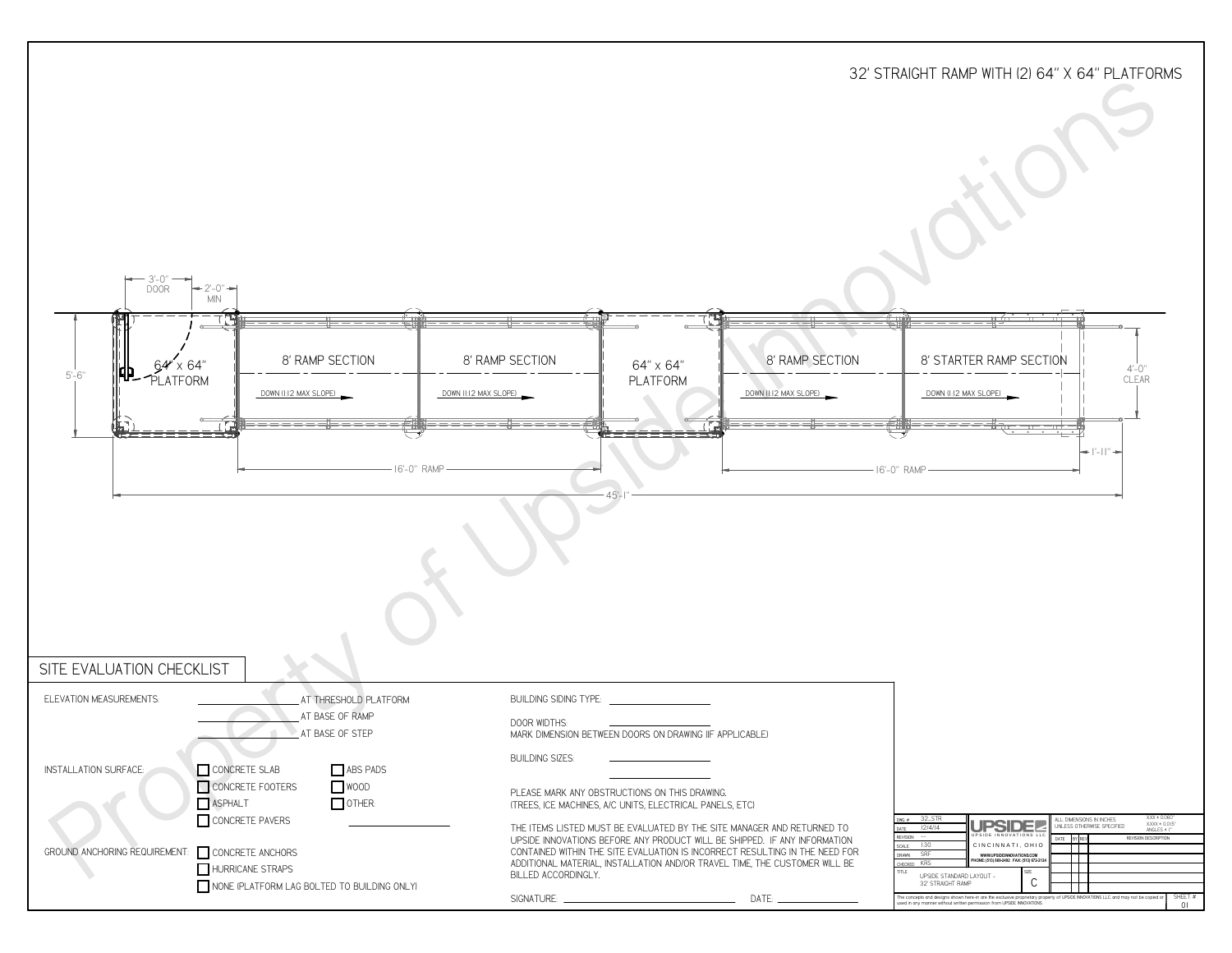# 32' STRAIGHT RAMP WITH (2) 64" X 64" PLATFORMS

3'-0"
DOOR

2'-0"
MIN

5'-6"

64" x 64"
PLATFORM

8' RAMP SECTION

DOWN (1:12 MAX SLOPE)

8' RAMP SECTION

DOWN (1:12 MAX SLOPE)

64" x 64"
PLATFORM

8' RAMP SECTION

DOWN (1:12 MAX SLOPE)

8' STARTER RAMP SECTION

DOWN (1:12 MAX SLOPE)

4'-0"
CLEAR

1'-11"

16'-0" RAMP

16'-0" RAMP

45'-1"

## SITE EVALUATION CHECKLIST

ELEVATION MEASUREMENTS:
- \_\_\_\_\_\_\_\_\_\_\_\_ AT THRESHOLD PLATFORM
- \_\_\_\_\_\_\_\_\_\_\_\_ AT BASE OF RAMP
- \_\_\_\_\_\_\_\_\_\_\_\_ AT BASE OF STEP

INSTALLATION SURFACE:
- ☐ CONCRETE SLAB
- ☐ CONCRETE FOOTERS
- ☐ ASPHALT
- ☐ CONCRETE PAVERS
- ☐ ABS PADS
- ☐ WOOD
- ☐ OTHER \_\_\_\_\_\_\_\_\_\_\_\_

GROUND ANCHORING REQUIREMENT:
- ☐ CONCRETE ANCHORS
- ☐ HURRICANE STRAPS
- ☐ NONE (PLATFORM LAG BOLTED TO BUILDING ONLY)

BUILDING SIDING TYPE: \_\_\_\_\_\_\_\_\_\_\_\_

DOOR WIDTHS: \_\_\_\_\_\_\_\_\_\_\_\_
MARK DIMENSION BETWEEN DOORS ON DRAWING (IF APPLICABLE)

BUILDING SIZES: \_\_\_\_\_\_\_\_\_\_\_\_
\_\_\_\_\_\_\_\_\_\_\_\_

PLEASE MARK ANY OBSTRUCTIONS ON THIS DRAWING.
(TREES, ICE MACHINES, A/C UNITS, ELECTRICAL PANELS, ETC)

THE ITEMS LISTED MUST BE EVALUATED BY THE SITE MANAGER AND RETURNED TO UPSIDE INNOVATIONS BEFORE ANY PRODUCT WILL BE SHIPPED. IF ANY INFORMATION CONTAINED WITHIN THE SITE EVALUATION IS INCORRECT RESULTING IN THE NEED FOR ADDITIONAL MATERIAL, INSTALLATION AND/OR TRAVEL TIME, THE CUSTOMER WILL BE BILLED ACCORDINGLY.

SIGNATURE: \_\_\_\_\_\_\_\_\_\_\_\_ DATE: \_\_\_\_\_\_\_\_\_\_\_\_

| | |
|---|---|
| DWG # | 32_STR |
| DATE | 12/4/14 |
| REVISION | --- |
| SCALE | 1:30 |
| DRAWN | SRF |
| CHECKED | KRS |
| TITLE | UPSIDE STANDARD LAYOUT - 32' STRAIGHT RAMP |
| SIZE | C |
| SHEET # | 01 |

UPSIDE INNOVATIONS LLC
CINCINNATI, OHIO
WWW.UPSIDEINNOVATIONS.COM
PHONE: (513) 889-2492 FAX: (513) 672-2124

ALL DIMENSIONS IN INCHES UNLESS OTHERWISE SPECIFIED
.XXX ± 0.060"
.XXXX ± 0.015"
ANGLES ± 1°

| DATE | BY | REV | REVISION DESCRIPTION |
|---|---|---|---|

The conceptual designs shown here-in are the exclusive proprietary property of UPSIDE INNOVATIONS LLC and may not be copied or used in any manner without written permission from UPSIDE INNOVATIONS.